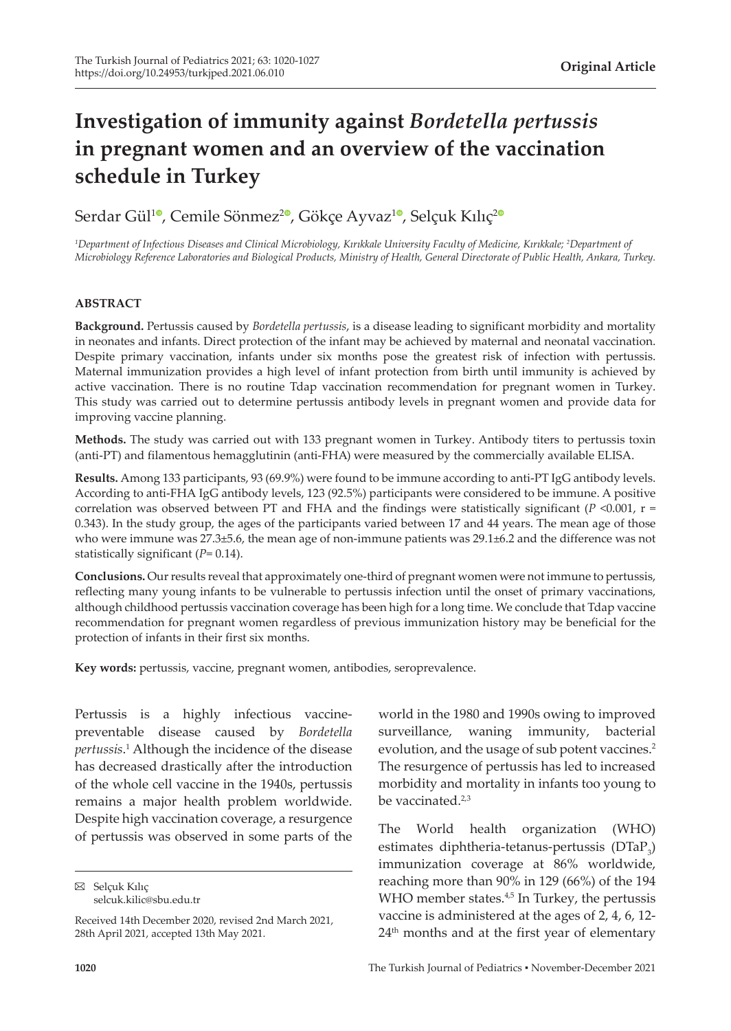Original Article

# Investigation of immunity against *Bordetella pertussis* in pregnant women and an overview of the vaccination schedule in Turkey

Serdar Gül[1], Cemile Sönmez[2], Gökçe Ayvaz[1], Selçuk Kılıç[2]

[1]Department of Infectious Diseases and Clinical Microbiology, Kırıkkale University Faculty of Medicine, Kırıkkale; [2]Department of Microbiology Reference Laboratories and Biological Products, Ministry of Health, General Directorate of Public Health, Ankara, Turkey.

## ABSTRACT

**Background.** Pertussis caused by *Bordetella pertussis*, is a disease leading to significant morbidity and mortality in neonates and infants. Direct protection of the infant may be achieved by maternal and neonatal vaccination. Despite primary vaccination, infants under six months pose the greatest risk of infection with pertussis. Maternal immunization provides a high level of infant protection from birth until immunity is achieved by active vaccination. There is no routine Tdap vaccination recommendation for pregnant women in Turkey. This study was carried out to determine pertussis antibody levels in pregnant women and provide data for improving vaccine planning.

**Methods.** The study was carried out with 133 pregnant women in Turkey. Antibody titers to pertussis toxin (anti-PT) and filamentous hemagglutinin (anti-FHA) were measured by the commercially available ELISA.

**Results.** Among 133 participants, 93 (69.9%) were found to be immune according to anti-PT IgG antibody levels. According to anti-FHA IgG antibody levels, 123 (92.5%) participants were considered to be immune. A positive correlation was observed between PT and FHA and the findings were statistically significant ($P$ <0.001, r = 0.343). In the study group, the ages of the participants varied between 17 and 44 years. The mean age of those who were immune was 27.3±5.6, the mean age of non-immune patients was 29.1±6.2 and the difference was not statistically significant ($P$= 0.14).

**Conclusions.** Our results reveal that approximately one-third of pregnant women were not immune to pertussis, reflecting many young infants to be vulnerable to pertussis infection until the onset of primary vaccinations, although childhood pertussis vaccination coverage has been high for a long time. We conclude that Tdap vaccine recommendation for pregnant women regardless of previous immunization history may be beneficial for the protection of infants in their first six months.

**Key words:** pertussis, vaccine, pregnant women, antibodies, seroprevalence.

Pertussis is a highly infectious vaccine-preventable disease caused by *Bordetella pertussis*.[1] Although the incidence of the disease has decreased drastically after the introduction of the whole cell vaccine in the 1940s, pertussis remains a major health problem worldwide. Despite high vaccination coverage, a resurgence of pertussis was observed in some parts of the world in the 1980 and 1990s owing to improved surveillance, waning immunity, bacterial evolution, and the usage of sub potent vaccines.[2] The resurgence of pertussis has led to increased morbidity and mortality in infants too young to be vaccinated.[2,3]

The World health organization (WHO) estimates diphtheria-tetanus-pertussis ($DTaP_3$) immunization coverage at 86% worldwide, reaching more than 90% in 129 (66%) of the 194 WHO member states.[4,5] In Turkey, the pertussis vaccine is administered at the ages of 2, 4, 6, 12-24th months and at the first year of elementary

✉ Selçuk Kılıç
selcuk.kilic@sbu.edu.tr

Received 14th December 2020, revised 2nd March 2021, 28th April 2021, accepted 13th May 2021.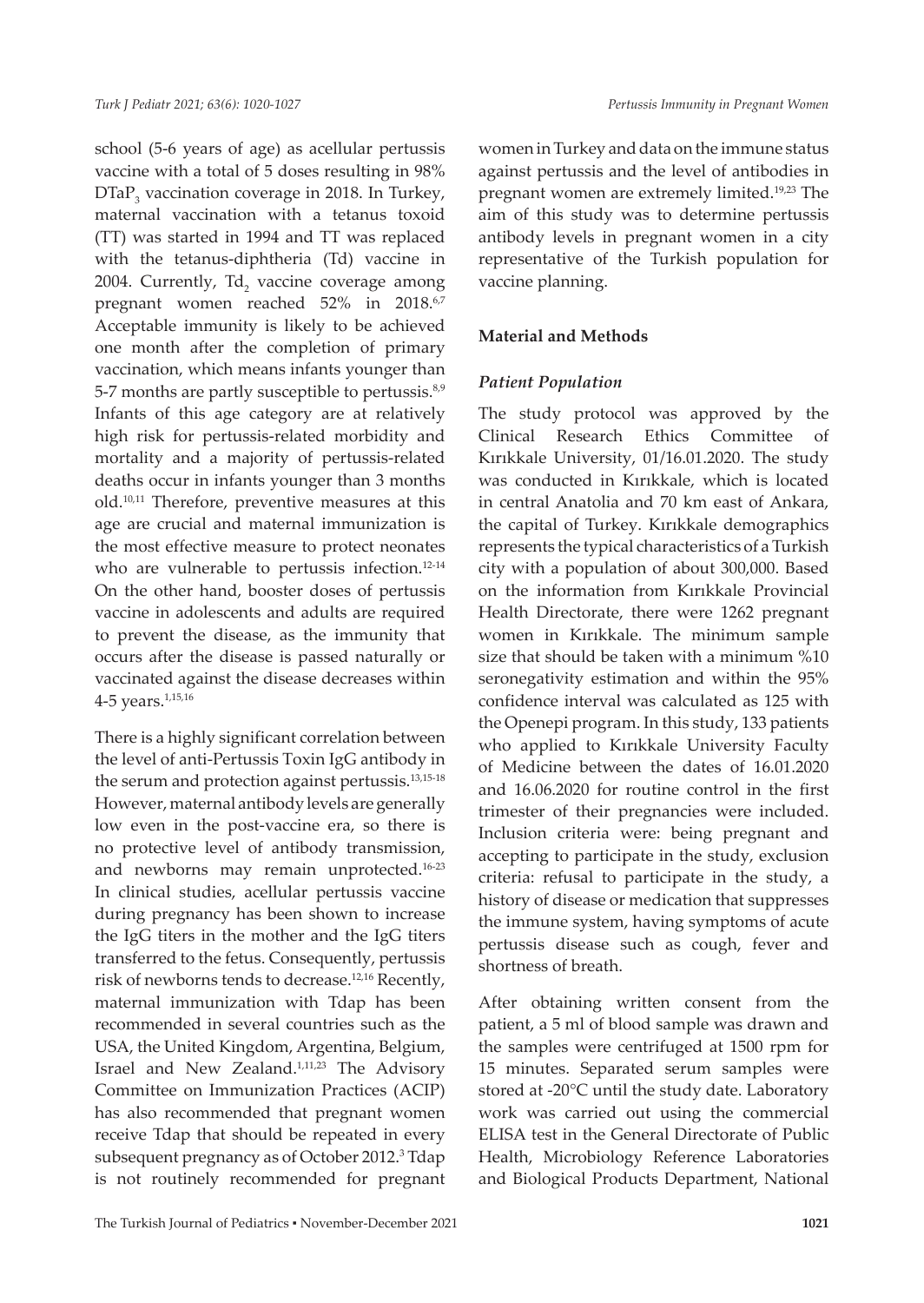school (5-6 years of age) as acellular pertussis vaccine with a total of 5 doses resulting in 98% $DTaP_3$ vaccination coverage in 2018. In Turkey, maternal vaccination with a tetanus toxoid (TT) was started in 1994 and TT was replaced with the tetanus-diphtheria (Td) vaccine in 2004. Currently, $Td_2$ vaccine coverage among pregnant women reached 52% in 2018.[6,7] Acceptable immunity is likely to be achieved one month after the completion of primary vaccination, which means infants younger than 5-7 months are partly susceptible to pertussis.[8,9] Infants of this age category are at relatively high risk for pertussis-related morbidity and mortality and a majority of pertussis-related deaths occur in infants younger than 3 months old.[10,11] Therefore, preventive measures at this age are crucial and maternal immunization is the most effective measure to protect neonates who are vulnerable to pertussis infection.[12-14] On the other hand, booster doses of pertussis vaccine in adolescents and adults are required to prevent the disease, as the immunity that occurs after the disease is passed naturally or vaccinated against the disease decreases within 4-5 years.[1,15,16]

There is a highly significant correlation between the level of anti-Pertussis Toxin IgG antibody in the serum and protection against pertussis.[13,15-18] However, maternal antibody levels are generally low even in the post-vaccine era, so there is no protective level of antibody transmission, and newborns may remain unprotected.[16-23] In clinical studies, acellular pertussis vaccine during pregnancy has been shown to increase the IgG titers in the mother and the IgG titers transferred to the fetus. Consequently, pertussis risk of newborns tends to decrease.[12,16] Recently, maternal immunization with Tdap has been recommended in several countries such as the USA, the United Kingdom, Argentina, Belgium, Israel and New Zealand.[1,11,23] The Advisory Committee on Immunization Practices (ACIP) has also recommended that pregnant women receive Tdap that should be repeated in every subsequent pregnancy as of October 2012.[3] Tdap is not routinely recommended for pregnant women in Turkey and data on the immune status against pertussis and the level of antibodies in pregnant women are extremely limited.[19,23] The aim of this study was to determine pertussis antibody levels in pregnant women in a city representative of the Turkish population for vaccine planning.

## Material and Methods

### *Patient Population*

The study protocol was approved by the Clinical Research Ethics Committee of Kırıkkale University, 01/16.01.2020. The study was conducted in Kırıkkale, which is located in central Anatolia and 70 km east of Ankara, the capital of Turkey. Kırıkkale demographics represents the typical characteristics of a Turkish city with a population of about 300,000. Based on the information from Kırıkkale Provincial Health Directorate, there were 1262 pregnant women in Kırıkkale. The minimum sample size that should be taken with a minimum %10 seronegativity estimation and within the 95% confidence interval was calculated as 125 with the Openepi program. In this study, 133 patients who applied to Kırıkkale University Faculty of Medicine between the dates of 16.01.2020 and 16.06.2020 for routine control in the first trimester of their pregnancies were included. Inclusion criteria were: being pregnant and accepting to participate in the study, exclusion criteria: refusal to participate in the study, a history of disease or medication that suppresses the immune system, having symptoms of acute pertussis disease such as cough, fever and shortness of breath.

After obtaining written consent from the patient, a 5 ml of blood sample was drawn and the samples were centrifuged at 1500 rpm for 15 minutes. Separated serum samples were stored at -20°C until the study date. Laboratory work was carried out using the commercial ELISA test in the General Directorate of Public Health, Microbiology Reference Laboratories and Biological Products Department, National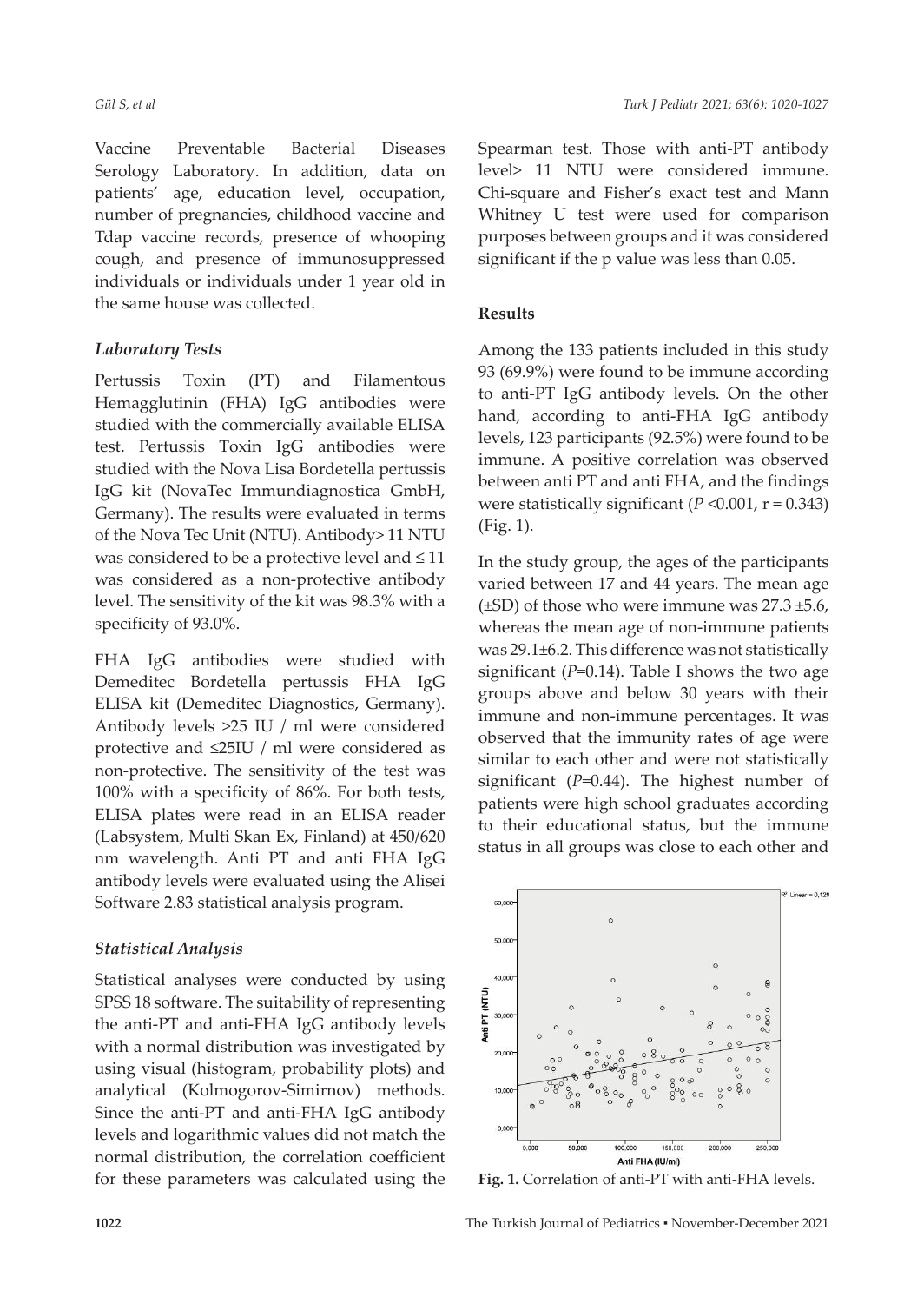Vaccine Preventable Bacterial Diseases Serology Laboratory. In addition, data on patients' age, education level, occupation, number of pregnancies, childhood vaccine and Tdap vaccine records, presence of whooping cough, and presence of immunosuppressed individuals or individuals under 1 year old in the same house was collected.

### *Laboratory Tests*

Pertussis Toxin (PT) and Filamentous Hemagglutinin (FHA) IgG antibodies were studied with the commercially available ELISA test. Pertussis Toxin IgG antibodies were studied with the Nova Lisa Bordetella pertussis IgG kit (NovaTec Immundiagnostica GmbH, Germany). The results were evaluated in terms of the Nova Tec Unit (NTU). Antibody> 11 NTU was considered to be a protective level and ≤ 11 was considered as a non-protective antibody level. The sensitivity of the kit was 98.3% with a specificity of 93.0%.

FHA IgG antibodies were studied with Demeditec Bordetella pertussis FHA IgG ELISA kit (Demeditec Diagnostics, Germany). Antibody levels >25 IU / ml were considered protective and ≤25IU / ml were considered as non-protective. The sensitivity of the test was 100% with a specificity of 86%. For both tests, ELISA plates were read in an ELISA reader (Labsystem, Multi Skan Ex, Finland) at 450/620 nm wavelength. Anti PT and anti FHA IgG antibody levels were evaluated using the Alisei Software 2.83 statistical analysis program.

### *Statistical Analysis*

Statistical analyses were conducted by using SPSS 18 software. The suitability of representing the anti-PT and anti-FHA IgG antibody levels with a normal distribution was investigated by using visual (histogram, probability plots) and analytical (Kolmogorov-Simirnov) methods. Since the anti-PT and anti-FHA IgG antibody levels and logarithmic values did not match the normal distribution, the correlation coefficient for these parameters was calculated using the Spearman test. Those with anti-PT antibody level> 11 NTU were considered immune. Chi-square and Fisher's exact test and Mann Whitney U test were used for comparison purposes between groups and it was considered significant if the p value was less than 0.05.

## **Results**

Among the 133 patients included in this study 93 (69.9%) were found to be immune according to anti-PT IgG antibody levels. On the other hand, according to anti-FHA IgG antibody levels, 123 participants (92.5%) were found to be immune. A positive correlation was observed between anti PT and anti FHA, and the findings were statistically significant ($P$ <0.001, r = 0.343) (Fig. 1).

In the study group, the ages of the participants varied between 17 and 44 years. The mean age (±SD) of those who were immune was 27.3 ±5.6, whereas the mean age of non-immune patients was 29.1±6.2. This difference was not statistically significant ($P$=0.14). Table I shows the two age groups above and below 30 years with their immune and non-immune percentages. It was observed that the immunity rates of age were similar to each other and were not statistically significant ($P$=0.44). The highest number of patients were high school graduates according to their educational status, but the immune status in all groups was close to each other and

**Fig. 1.** Correlation of anti-PT with anti-FHA levels.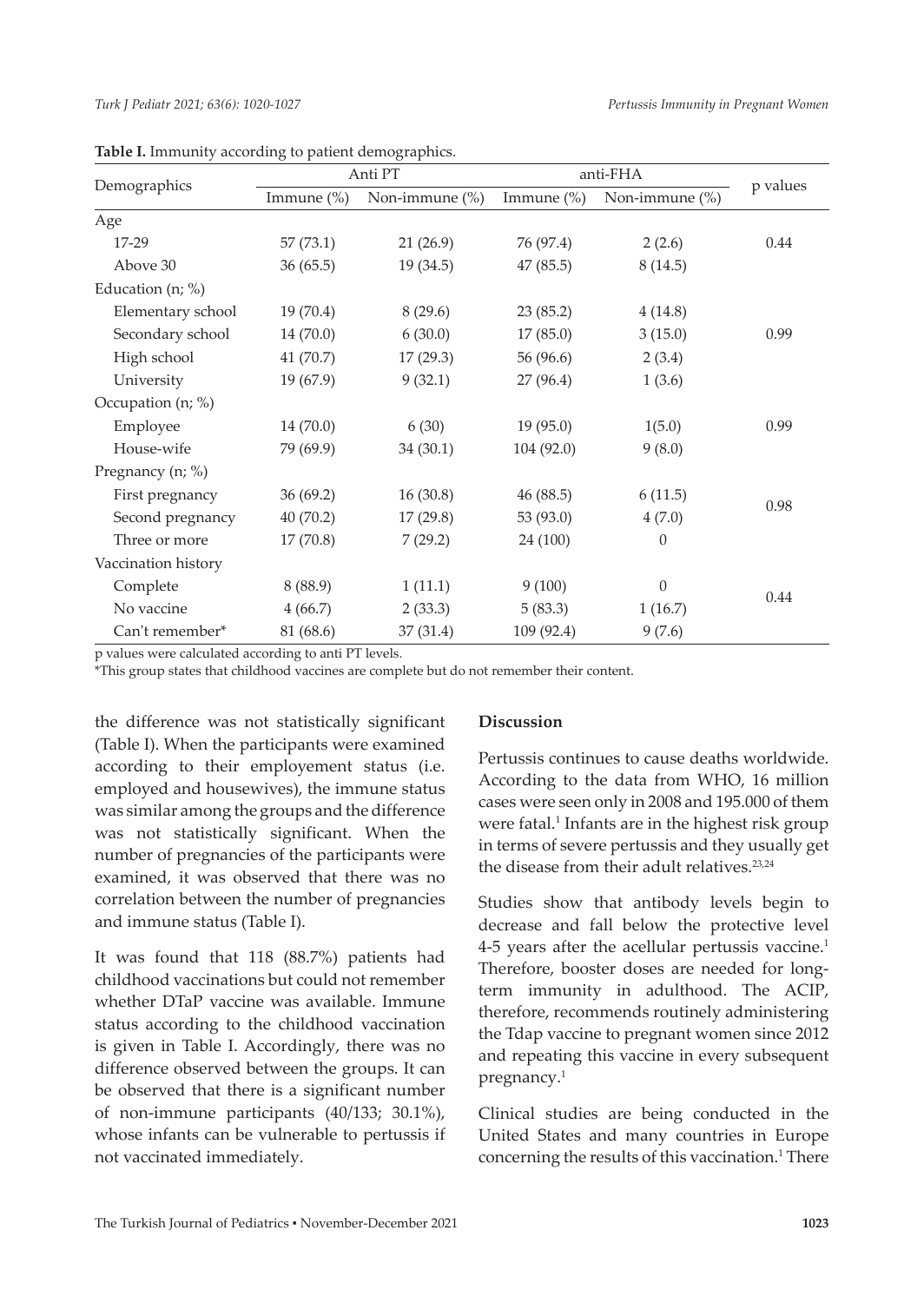**Table I.** Immunity according to patient demographics.

| Demographics | Anti PT | | anti-FHA | | p values |
|---|---|---|---|---|---|
| | Immune (%) | Non-immune (%) | Immune (%) | Non-immune (%) | |
| Age | | | | | |
| 17-29 | 57 (73.1) | 21 (26.9) | 76 (97.4) | 2 (2.6) | 0.44 |
| Above 30 | 36 (65.5) | 19 (34.5) | 47 (85.5) | 8 (14.5) | |
| Education (n; %) | | | | | |
| Elementary school | 19 (70.4) | 8 (29.6) | 23 (85.2) | 4 (14.8) | |
| Secondary school | 14 (70.0) | 6 (30.0) | 17 (85.0) | 3 (15.0) | 0.99 |
| High school | 41 (70.7) | 17 (29.3) | 56 (96.6) | 2 (3.4) | |
| University | 19 (67.9) | 9 (32.1) | 27 (96.4) | 1 (3.6) | |
| Occupation (n; %) | | | | | |
| Employee | 14 (70.0) | 6 (30) | 19 (95.0) | 1(5.0) | 0.99 |
| House-wife | 79 (69.9) | 34 (30.1) | 104 (92.0) | 9 (8.0) | |
| Pregnancy (n; %) | | | | | |
| First pregnancy | 36 (69.2) | 16 (30.8) | 46 (88.5) | 6 (11.5) | 0.98 |
| Second pregnancy | 40 (70.2) | 17 (29.8) | 53 (93.0) | 4 (7.0) | |
| Three or more | 17 (70.8) | 7 (29.2) | 24 (100) | 0 | |
| Vaccination history | | | | | |
| Complete | 8 (88.9) | 1 (11.1) | 9 (100) | 0 | 0.44 |
| No vaccine | 4 (66.7) | 2 (33.3) | 5 (83.3) | 1 (16.7) | |
| Can't remember* | 81 (68.6) | 37 (31.4) | 109 (92.4) | 9 (7.6) | |

p values were calculated according to anti PT levels.

*This group states that childhood vaccines are complete but do not remember their content.

the difference was not statistically significant (Table I). When the participants were examined according to their employement status (i.e. employed and housewives), the immune status was similar among the groups and the difference was not statistically significant. When the number of pregnancies of the participants were examined, it was observed that there was no correlation between the number of pregnancies and immune status (Table I).

It was found that 118 (88.7%) patients had childhood vaccinations but could not remember whether DTaP vaccine was available. Immune status according to the childhood vaccination is given in Table I. Accordingly, there was no difference observed between the groups. It can be observed that there is a significant number of non-immune participants (40/133; 30.1%), whose infants can be vulnerable to pertussis if not vaccinated immediately.

## Discussion

Pertussis continues to cause deaths worldwide. According to the data from WHO, 16 million cases were seen only in 2008 and 195.000 of them were fatal.[1] Infants are in the highest risk group in terms of severe pertussis and they usually get the disease from their adult relatives.[23,24]

Studies show that antibody levels begin to decrease and fall below the protective level 4-5 years after the acellular pertussis vaccine.[1] Therefore, booster doses are needed for long-term immunity in adulthood. The ACIP, therefore, recommends routinely administering the Tdap vaccine to pregnant women since 2012 and repeating this vaccine in every subsequent pregnancy.[1]

Clinical studies are being conducted in the United States and many countries in Europe concerning the results of this vaccination.[1] There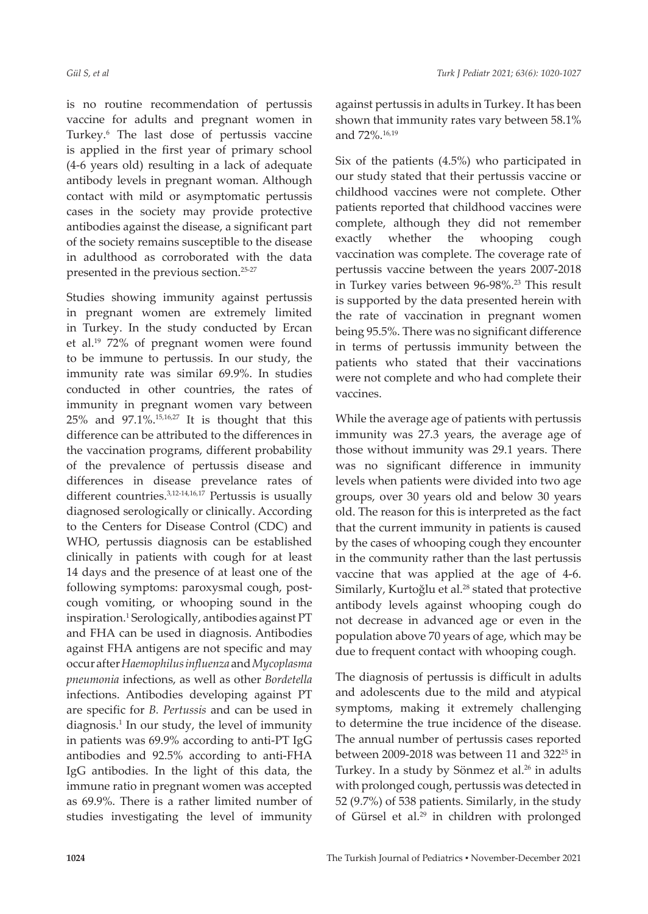is no routine recommendation of pertussis vaccine for adults and pregnant women in Turkey.[6] The last dose of pertussis vaccine is applied in the first year of primary school (4-6 years old) resulting in a lack of adequate antibody levels in pregnant woman. Although contact with mild or asymptomatic pertussis cases in the society may provide protective antibodies against the disease, a significant part of the society remains susceptible to the disease in adulthood as corroborated with the data presented in the previous section.[25-27]

Studies showing immunity against pertussis in pregnant women are extremely limited in Turkey. In the study conducted by Ercan et al.[19] 72% of pregnant women were found to be immune to pertussis. In our study, the immunity rate was similar 69.9%. In studies conducted in other countries, the rates of immunity in pregnant women vary between 25% and 97.1%.[15,16,27] It is thought that this difference can be attributed to the differences in the vaccination programs, different probability of the prevalence of pertussis disease and differences in disease prevelance rates of different countries.[3,12-14,16,17] Pertussis is usually diagnosed serologically or clinically. According to the Centers for Disease Control (CDC) and WHO, pertussis diagnosis can be established clinically in patients with cough for at least 14 days and the presence of at least one of the following symptoms: paroxysmal cough, post-cough vomiting, or whooping sound in the inspiration.[1] Serologically, antibodies against PT and FHA can be used in diagnosis. Antibodies against FHA antigens are not specific and may occur after *Haemophilus influenza* and *Mycoplasma pneumonia* infections, as well as other *Bordetella* infections. Antibodies developing against PT are specific for *B. Pertussis* and can be used in diagnosis.[1] In our study, the level of immunity in patients was 69.9% according to anti-PT IgG antibodies and 92.5% according to anti-FHA IgG antibodies. In the light of this data, the immune ratio in pregnant women was accepted as 69.9%. There is a rather limited number of studies investigating the level of immunity against pertussis in adults in Turkey. It has been shown that immunity rates vary between 58.1% and 72%.[16,19]

Six of the patients (4.5%) who participated in our study stated that their pertussis vaccine or childhood vaccines were not complete. Other patients reported that childhood vaccines were complete, although they did not remember exactly whether the whooping cough vaccination was complete. The coverage rate of pertussis vaccine between the years 2007-2018 in Turkey varies between 96-98%.[23] This result is supported by the data presented herein with the rate of vaccination in pregnant women being 95.5%. There was no significant difference in terms of pertussis immunity between the patients who stated that their vaccinations were not complete and who had complete their vaccines.

While the average age of patients with pertussis immunity was 27.3 years, the average age of those without immunity was 29.1 years. There was no significant difference in immunity levels when patients were divided into two age groups, over 30 years old and below 30 years old. The reason for this is interpreted as the fact that the current immunity in patients is caused by the cases of whooping cough they encounter in the community rather than the last pertussis vaccine that was applied at the age of 4-6. Similarly, Kurtoğlu et al.[28] stated that protective antibody levels against whooping cough do not decrease in advanced age or even in the population above 70 years of age, which may be due to frequent contact with whooping cough.

The diagnosis of pertussis is difficult in adults and adolescents due to the mild and atypical symptoms, making it extremely challenging to determine the true incidence of the disease. The annual number of pertussis cases reported between 2009-2018 was between 11 and 322[25] in Turkey. In a study by Sönmez et al.[26] in adults with prolonged cough, pertussis was detected in 52 (9.7%) of 538 patients. Similarly, in the study of Gürsel et al.[29] in children with prolonged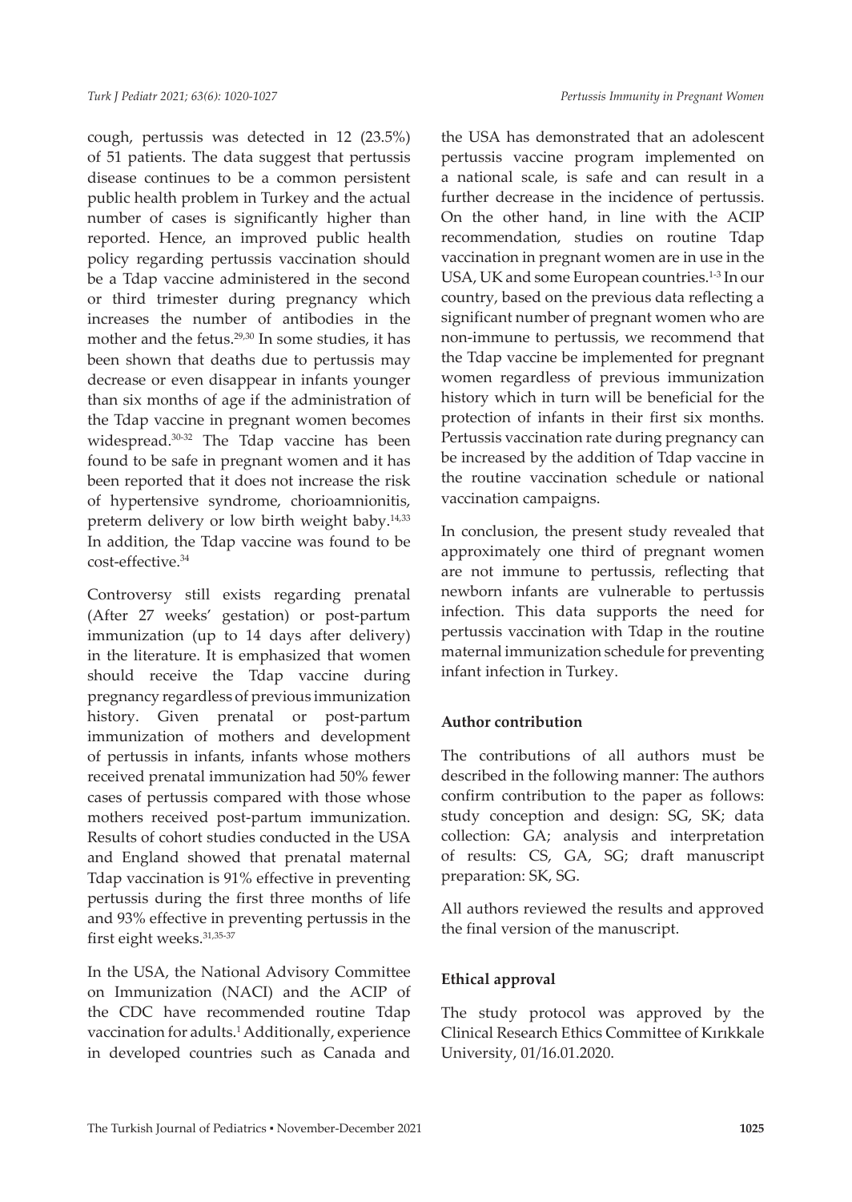cough, pertussis was detected in 12 (23.5%) of 51 patients. The data suggest that pertussis disease continues to be a common persistent public health problem in Turkey and the actual number of cases is significantly higher than reported. Hence, an improved public health policy regarding pertussis vaccination should be a Tdap vaccine administered in the second or third trimester during pregnancy which increases the number of antibodies in the mother and the fetus.[29,30] In some studies, it has been shown that deaths due to pertussis may decrease or even disappear in infants younger than six months of age if the administration of the Tdap vaccine in pregnant women becomes widespread.[30-32] The Tdap vaccine has been found to be safe in pregnant women and it has been reported that it does not increase the risk of hypertensive syndrome, chorioamnionitis, preterm delivery or low birth weight baby.[14,33] In addition, the Tdap vaccine was found to be cost-effective.[34]

Controversy still exists regarding prenatal (After 27 weeks' gestation) or post-partum immunization (up to 14 days after delivery) in the literature. It is emphasized that women should receive the Tdap vaccine during pregnancy regardless of previous immunization history. Given prenatal or post-partum immunization of mothers and development of pertussis in infants, infants whose mothers received prenatal immunization had 50% fewer cases of pertussis compared with those whose mothers received post-partum immunization. Results of cohort studies conducted in the USA and England showed that prenatal maternal Tdap vaccination is 91% effective in preventing pertussis during the first three months of life and 93% effective in preventing pertussis in the first eight weeks.[31,35-37]

In the USA, the National Advisory Committee on Immunization (NACI) and the ACIP of the CDC have recommended routine Tdap vaccination for adults.[1] Additionally, experience in developed countries such as Canada and the USA has demonstrated that an adolescent pertussis vaccine program implemented on a national scale, is safe and can result in a further decrease in the incidence of pertussis. On the other hand, in line with the ACIP recommendation, studies on routine Tdap vaccination in pregnant women are in use in the USA, UK and some European countries.[1-3] In our country, based on the previous data reflecting a significant number of pregnant women who are non-immune to pertussis, we recommend that the Tdap vaccine be implemented for pregnant women regardless of previous immunization history which in turn will be beneficial for the protection of infants in their first six months. Pertussis vaccination rate during pregnancy can be increased by the addition of Tdap vaccine in the routine vaccination schedule or national vaccination campaigns.

In conclusion, the present study revealed that approximately one third of pregnant women are not immune to pertussis, reflecting that newborn infants are vulnerable to pertussis infection. This data supports the need for pertussis vaccination with Tdap in the routine maternal immunization schedule for preventing infant infection in Turkey.

### Author contribution

The contributions of all authors must be described in the following manner: The authors confirm contribution to the paper as follows: study conception and design: SG, SK; data collection: GA; analysis and interpretation of results: CS, GA, SG; draft manuscript preparation: SK, SG.

All authors reviewed the results and approved the final version of the manuscript.

### Ethical approval

The study protocol was approved by the Clinical Research Ethics Committee of Kırıkkale University, 01/16.01.2020.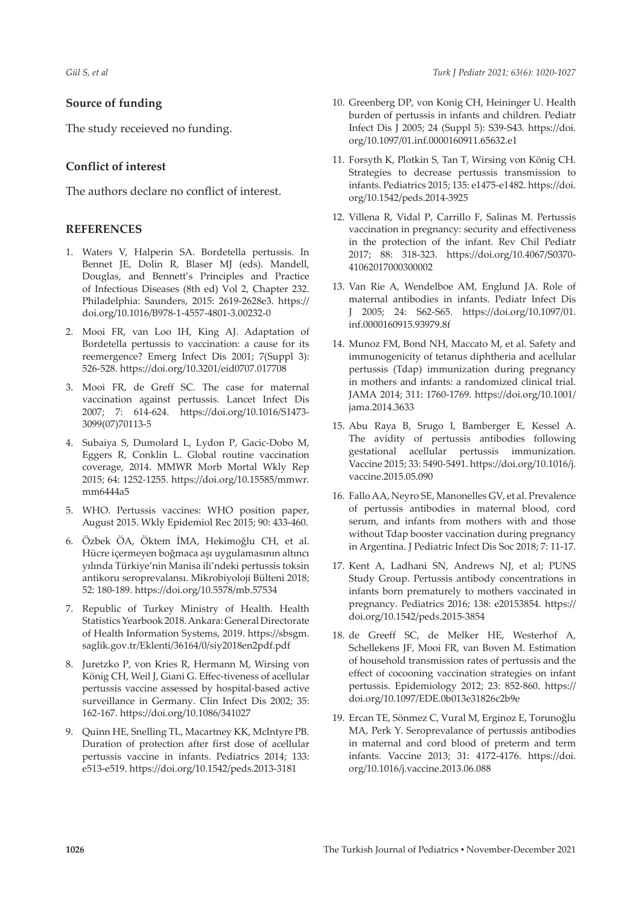## Source of funding

The study receieved no funding.

## Conflict of interest

The authors declare no conflict of interest.

## REFERENCES

1. Waters V, Halperin SA. Bordetella pertussis. In Bennet JE, Dolin R, Blaser MJ (eds). Mandell, Douglas, and Bennett's Principles and Practice of Infectious Diseases (8th ed) Vol 2, Chapter 232. Philadelphia: Saunders, 2015: 2619-2628e3. https://doi.org/10.1016/B978-1-4557-4801-3.00232-0
2. Mooi FR, van Loo IH, King AJ. Adaptation of Bordetella pertussis to vaccination: a cause for its reemergence? Emerg Infect Dis 2001; 7(Suppl 3): 526-528. https://doi.org/10.3201/eid0707.017708
3. Mooi FR, de Greff SC. The case for maternal vaccination against pertussis. Lancet Infect Dis 2007; 7: 614-624. https://doi.org/10.1016/S1473-3099(07)70113-5
4. Subaiya S, Dumolard L, Lydon P, Gacic-Dobo M, Eggers R, Conklin L. Global routine vaccination coverage, 2014. MMWR Morb Mortal Wkly Rep 2015; 64: 1252-1255. https://doi.org/10.15585/mmwr.mm6444a5
5. WHO. Pertussis vaccines: WHO position paper, August 2015. Wkly Epidemiol Rec 2015; 90: 433-460.
6. Özbek ÖA, Öktem İMA, Hekimoğlu CH, et al. Hücre içermeyen boğmaca aşı uygulamasının altıncı yılında Türkiye'nin Manisa ili'ndeki pertussis toksin antikoru seroprevalansı. Mikrobiyoloji Bülteni 2018; 52: 180-189. https://doi.org/10.5578/mb.57534
7. Republic of Turkey Ministry of Health. Health Statistics Yearbook 2018. Ankara: General Directorate of Health Information Systems, 2019. https://sbsgm.saglik.gov.tr/Eklenti/36164/0/siy2018en2pdf.pdf
8. Juretzko P, von Kries R, Hermann M, Wirsing von König CH, Weil J, Giani G. Effec-tiveness of acellular pertussis vaccine assessed by hospital-based active surveillance in Germany. Clin Infect Dis 2002; 35: 162-167. https://doi.org/10.1086/341027
9. Quinn HE, Snelling TL, Macartney KK, McIntyre PB. Duration of protection after first dose of acellular pertussis vaccine in infants. Pediatrics 2014; 133: e513-e519. https://doi.org/10.1542/peds.2013-3181
10. Greenberg DP, von Konig CH, Heininger U. Health burden of pertussis in infants and children. Pediatr Infect Dis J 2005; 24 (Suppl 5): S39-S43. https://doi.org/10.1097/01.inf.0000160911.65632.e1
11. Forsyth K, Plotkin S, Tan T, Wirsing von König CH. Strategies to decrease pertussis transmission to infants. Pediatrics 2015; 135: e1475-e1482. https://doi.org/10.1542/peds.2014-3925
12. Villena R, Vidal P, Carrillo F, Salinas M. Pertussis vaccination in pregnancy: security and effectiveness in the protection of the infant. Rev Chil Pediatr 2017; 88: 318-323. https://doi.org/10.4067/S0370-41062017000300002
13. Van Rie A, Wendelboe AM, Englund JA. Role of maternal antibodies in infants. Pediatr Infect Dis J 2005; 24: S62-S65. https://doi.org/10.1097/01.inf.0000160915.93979.8f
14. Munoz FM, Bond NH, Maccato M, et al. Safety and immunogenicity of tetanus diphtheria and acellular pertussis (Tdap) immunization during pregnancy in mothers and infants: a randomized clinical trial. JAMA 2014; 311: 1760-1769. https://doi.org/10.1001/jama.2014.3633
15. Abu Raya B, Srugo I, Bamberger E, Kessel A. The avidity of pertussis antibodies following gestational acellular pertussis immunization. Vaccine 2015; 33: 5490-5491. https://doi.org/10.1016/j.vaccine.2015.05.090
16. Fallo AA, Neyro SE, Manonelles GV, et al. Prevalence of pertussis antibodies in maternal blood, cord serum, and infants from mothers with and those without Tdap booster vaccination during pregnancy in Argentina. J Pediatric Infect Dis Soc 2018; 7: 11-17.
17. Kent A, Ladhani SN, Andrews NJ, et al; PUNS Study Group. Pertussis antibody concentrations in infants born prematurely to mothers vaccinated in pregnancy. Pediatrics 2016; 138: e20153854. https://doi.org/10.1542/peds.2015-3854
18. de Greeff SC, de Melker HE, Westerhof A, Schellekens JF, Mooi FR, van Boven M. Estimation of household transmission rates of pertussis and the effect of cocooning vaccination strategies on infant pertussis. Epidemiology 2012; 23: 852-860. https://doi.org/10.1097/EDE.0b013e31826c2b9e
19. Ercan TE, Sönmez C, Vural M, Erginoz E, Torunoğlu MA, Perk Y. Seroprevalance of pertussis antibodies in maternal and cord blood of preterm and term infants. Vaccine 2013; 31: 4172-4176. https://doi.org/10.1016/j.vaccine.2013.06.088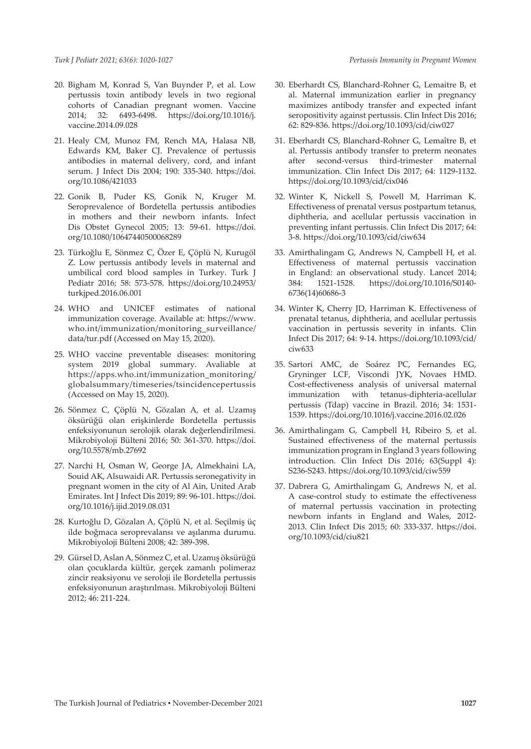20. Bigham M, Konrad S, Van Buynder P, et al. Low pertussis toxin antibody levels in two regional cohorts of Canadian pregnant women. Vaccine 2014; 32: 6493-6498. https://doi.org/10.1016/j.vaccine.2014.09.028

21. Healy CM, Munoz FM, Rench MA, Halasa NB, Edwards KM, Baker CJ. Prevalence of pertussis antibodies in maternal delivery, cord, and infant serum. J Infect Dis 2004; 190: 335-340. https://doi.org/10.1086/421033

22. Gonik B, Puder KS, Gonik N, Kruger M. Seroprevalence of Bordetella pertussis antibodies in mothers and their newborn infants. Infect Dis Obstet Gynecol 2005; 13: 59-61. https://doi.org/10.1080/10647440500068289

23. Türkoğlu E, Sönmez C, Özer E, Çöplü N, Kurugöl Z. Low pertussis antibody levels in maternal and umbilical cord blood samples in Turkey. Turk J Pediatr 2016; 58: 573-578. https://doi.org/10.24953/turkjped.2016.06.001

24. WHO and UNICEF estimates of national immunization coverage. Available at: https://www.who.int/immunization/monitoring_surveillance/data/tur.pdf (Accessed on May 15, 2020).

25. WHO vaccine preventable diseases: monitoring system 2019 global summary. Avaliable at https://apps.who.int/immunization_monitoring/globalsummary/timeseries/tsincidencepertussis (Accessed on May 15, 2020).

26. Sönmez C, Çöplü N, Gözalan A, et al. Uzamış öksürüğü olan erişkinlerde Bordetella pertussis enfeksiyonunun serolojik olarak değerlendirilmesi. Mikrobiyoloji Bülteni 2016; 50: 361-370. https://doi.org/10.5578/mb.27692

27. Narchi H, Osman W, George JA, Almekhaini LA, Souid AK, Alsuwaidi AR. Pertussis seronegativity in pregnant women in the city of Al Ain, United Arab Emirates. Int J Infect Dis 2019; 89: 96-101. https://doi.org/10.1016/j.ijid.2019.08.031

28. Kurtoğlu D, Gözalan A, Çöplü N, et al. Seçilmiş üç ilde boğmaca seroprevalansı ve aşılanma durumu. Mikrobiyoloji Bülteni 2008; 42: 389-398.

29. Gürsel D, Aslan A, Sönmez C, et al. Uzamış öksürüğü olan çocuklarda kültür, gerçek zamanlı polimeraz zincir reaksiyonu ve seroloji ile Bordetella pertussis enfeksiyonunun araştırılması. Mikrobiyoloji Bülteni 2012; 46: 211-224.

30. Eberhardt CS, Blanchard-Rohner G, Lemaitre B, et al. Maternal immunization earlier in pregnancy maximizes antibody transfer and expected infant seropositivity against pertussis. Clin Infect Dis 2016; 62: 829-836. https://doi.org/10.1093/cid/ciw027

31. Eberhardt CS, Blanchard-Rohner G, Lemaître B, et al. Pertussis antibody transfer to preterm neonates after second-versus third-trimester maternal immunization. Clin Infect Dis 2017; 64: 1129-1132. https://doi.org/10.1093/cid/cix046

32. Winter K, Nickell S, Powell M, Harriman K. Effectiveness of prenatal versus postpartum tetanus, diphtheria, and acellular pertussis vaccination in preventing infant pertussis. Clin Infect Dis 2017; 64: 3-8. https://doi.org/10.1093/cid/ciw634

33. Amirthalingam G, Andrews N, Campbell H, et al. Effectiveness of maternal pertussis vaccination in England: an observational study. Lancet 2014; 384: 1521-1528. https://doi.org/10.1016/S0140-6736(14)60686-3

34. Winter K, Cherry JD, Harriman K. Effectiveness of prenatal tetanus, diphtheria, and acellular pertussis vaccination in pertussis severity in infants. Clin Infect Dis 2017; 64: 9-14. https://doi.org/10.1093/cid/ciw633

35. Sartori AMC, de Soárez PC, Fernandes EG, Gryninger LCF, Viscondi JYK, Novaes HMD. Cost-effectiveness analysis of universal maternal immunization with tetanus-diphteria-acellular pertussis (Tdap) vaccine in Brazil. 2016; 34: 1531-1539. https://doi.org/10.1016/j.vaccine.2016.02.026

36. Amirthalingam G, Campbell H, Ribeiro S, et al. Sustained effectiveness of the maternal pertussis immunization program in England 3 years following introduction. Clin Infect Dis 2016; 63(Suppl 4): S236-S243. https://doi.org/10.1093/cid/ciw559

37. Dabrera G, Amirthalingam G, Andrews N, et al. A case-control study to estimate the effectiveness of maternal pertussis vaccination in protecting newborn infants in England and Wales, 2012-2013. Clin Infect Dis 2015; 60: 333-337. https://doi.org/10.1093/cid/ciu821